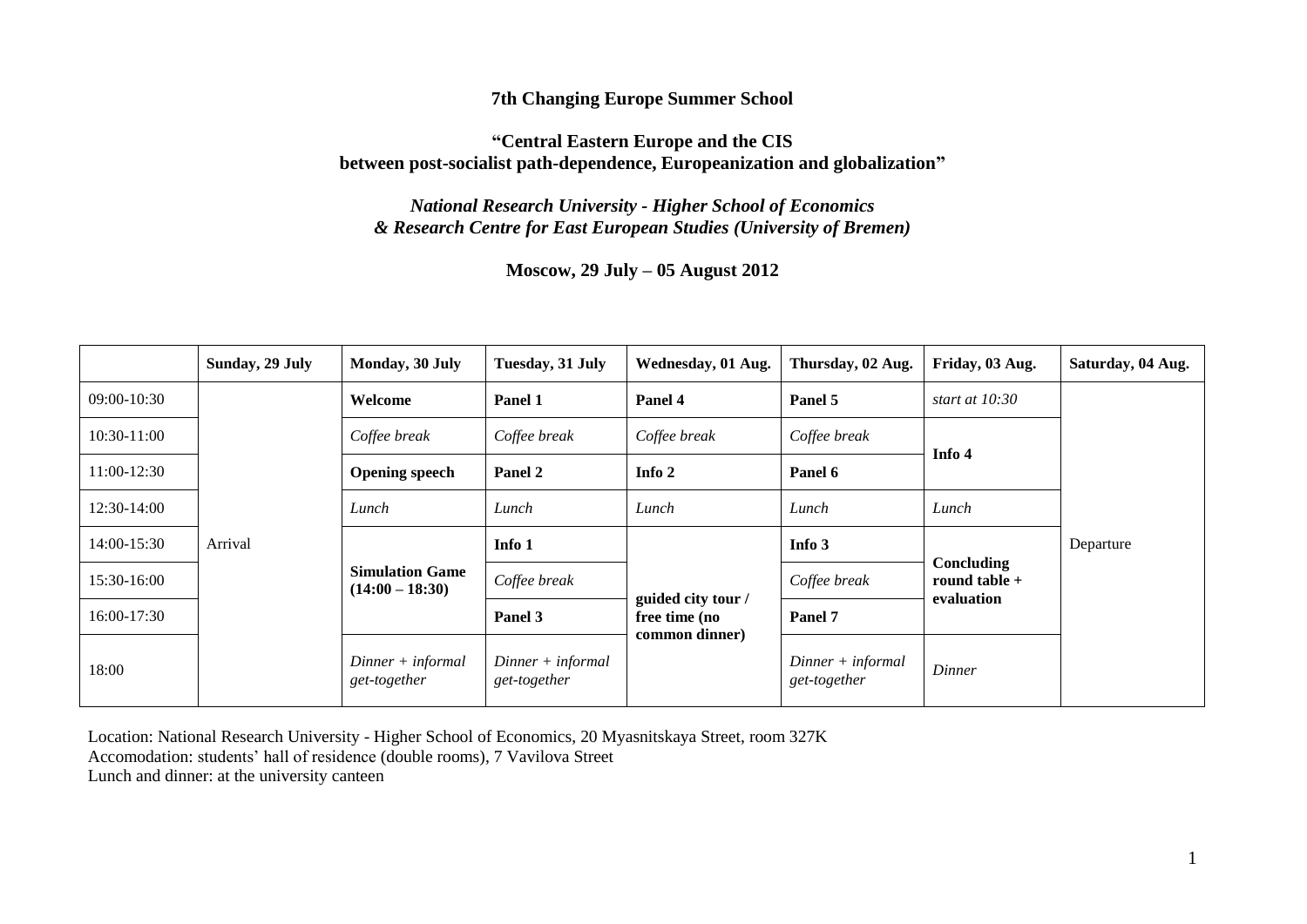**7th Changing Europe Summer School**

**"Central Eastern Europe and the CIS between post-socialist path-dependence, Europeanization and globalization"**

***National Research University - Higher School of Economics & Research Centre for East European Studies (University of Bremen)***

**Moscow, 29 July – 05 August 2012**

| | **Sunday, 29 July** | **Monday, 30 July** | **Tuesday, 31 July** | **Wednesday, 01 Aug.** | **Thursday, 02 Aug.** | **Friday, 03 Aug.** | **Saturday, 04 Aug.** |
|---|---|---|---|---|---|---|---|
| 09:00-10:30 | Arrival | **Welcome** | **Panel 1** | **Panel 4** | **Panel 5** | *start at 10:30* | Departure |
| 10:30-11:00 | | *Coffee break* | *Coffee break* | *Coffee break* | *Coffee break* | **Info 4** | |
| 11:00-12:30 | | **Opening speech** | **Panel 2** | **Info 2** | **Panel 6** | | |
| 12:30-14:00 | | *Lunch* | *Lunch* | *Lunch* | *Lunch* | *Lunch* | |
| 14:00-15:30 | | **Simulation Game (14:00 – 18:30)** | **Info 1** | **guided city tour / free time (no common dinner)** | **Info 3** | **Concluding round table + evaluation** | |
| 15:30-16:00 | | | *Coffee break* | | *Coffee break* | | |
| 16:00-17:30 | | | **Panel 3** | | **Panel 7** | | |
| 18:00 | | *Dinner + informal get-together* | *Dinner + informal get-together* | | *Dinner + informal get-together* | *Dinner* | |

Location: National Research University - Higher School of Economics, 20 Myasnitskaya Street, room 327K
Accomodation: students' hall of residence (double rooms), 7 Vavilova Street
Lunch and dinner: at the university canteen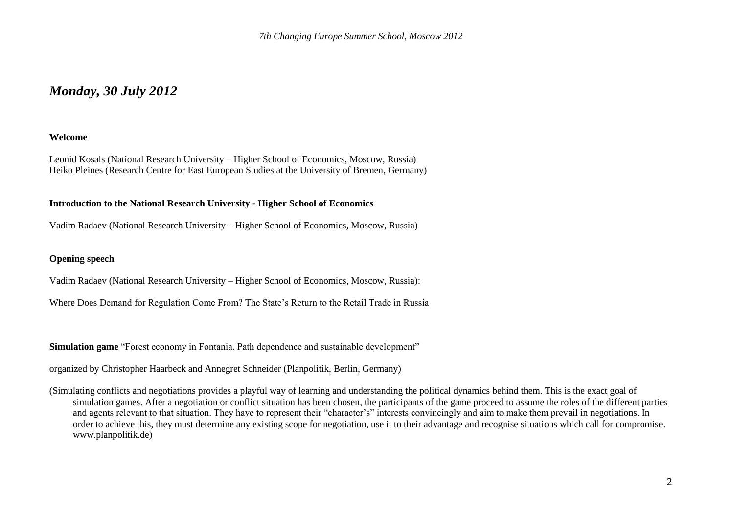## *Monday, 30 July 2012*

**Welcome**

Leonid Kosals (National Research University – Higher School of Economics, Moscow, Russia)
Heiko Pleines (Research Centre for East European Studies at the University of Bremen, Germany)

**Introduction to the National Research University - Higher School of Economics**

Vadim Radaev (National Research University – Higher School of Economics, Moscow, Russia)

**Opening speech**

Vadim Radaev (National Research University – Higher School of Economics, Moscow, Russia):

Where Does Demand for Regulation Come From? The State's Return to the Retail Trade in Russia

**Simulation game** "Forest economy in Fontania. Path dependence and sustainable development"

organized by Christopher Haarbeck and Annegret Schneider (Planpolitik, Berlin, Germany)

(Simulating conflicts and negotiations provides a playful way of learning and understanding the political dynamics behind them. This is the exact goal of simulation games. After a negotiation or conflict situation has been chosen, the participants of the game proceed to assume the roles of the different parties and agents relevant to that situation. They have to represent their "character's" interests convincingly and aim to make them prevail in negotiations. In order to achieve this, they must determine any existing scope for negotiation, use it to their advantage and recognise situations which call for compromise. www.planpolitik.de)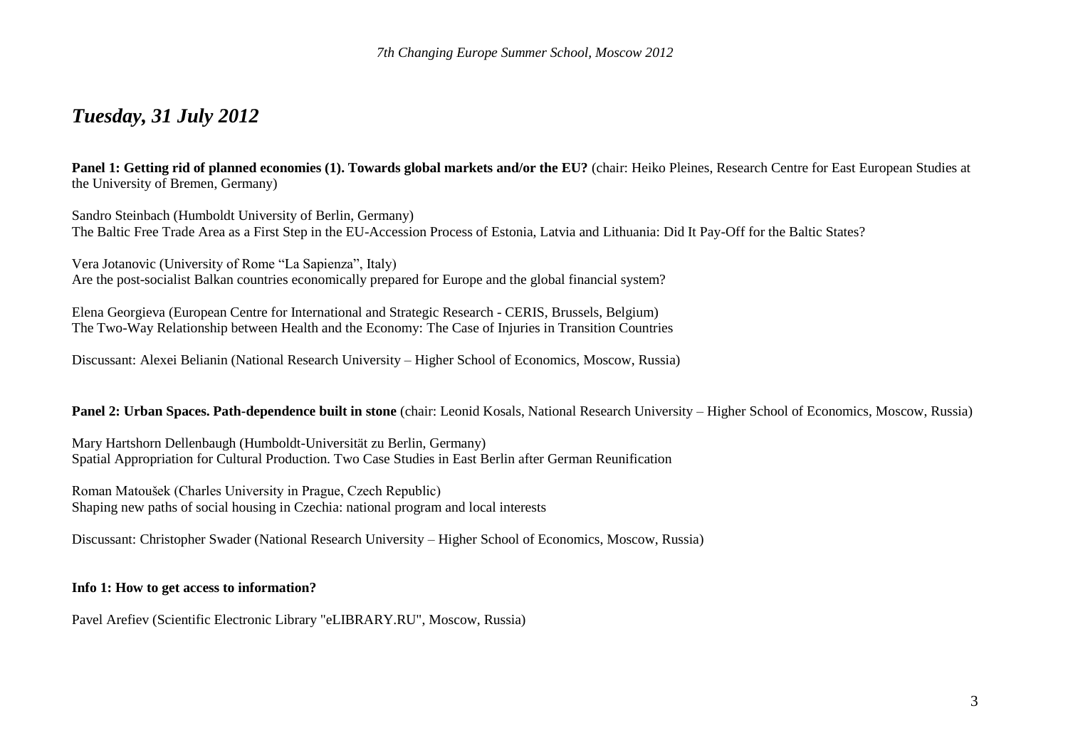## *Tuesday, 31 July 2012*

**Panel 1: Getting rid of planned economies (1). Towards global markets and/or the EU?** (chair: Heiko Pleines, Research Centre for East European Studies at the University of Bremen, Germany)

Sandro Steinbach (Humboldt University of Berlin, Germany)
The Baltic Free Trade Area as a First Step in the EU-Accession Process of Estonia, Latvia and Lithuania: Did It Pay-Off for the Baltic States?

Vera Jotanovic (University of Rome "La Sapienza", Italy)
Are the post-socialist Balkan countries economically prepared for Europe and the global financial system?

Elena Georgieva (European Centre for International and Strategic Research - CERIS, Brussels, Belgium)
The Two-Way Relationship between Health and the Economy: The Case of Injuries in Transition Countries

Discussant: Alexei Belianin (National Research University – Higher School of Economics, Moscow, Russia)

**Panel 2: Urban Spaces. Path-dependence built in stone** (chair: Leonid Kosals, National Research University – Higher School of Economics, Moscow, Russia)

Mary Hartshorn Dellenbaugh (Humboldt-Universität zu Berlin, Germany)
Spatial Appropriation for Cultural Production. Two Case Studies in East Berlin after German Reunification

Roman Matoušek (Charles University in Prague, Czech Republic)
Shaping new paths of social housing in Czechia: national program and local interests

Discussant: Christopher Swader (National Research University – Higher School of Economics, Moscow, Russia)

**Info 1: How to get access to information?**

Pavel Arefiev (Scientific Electronic Library "eLIBRARY.RU", Moscow, Russia)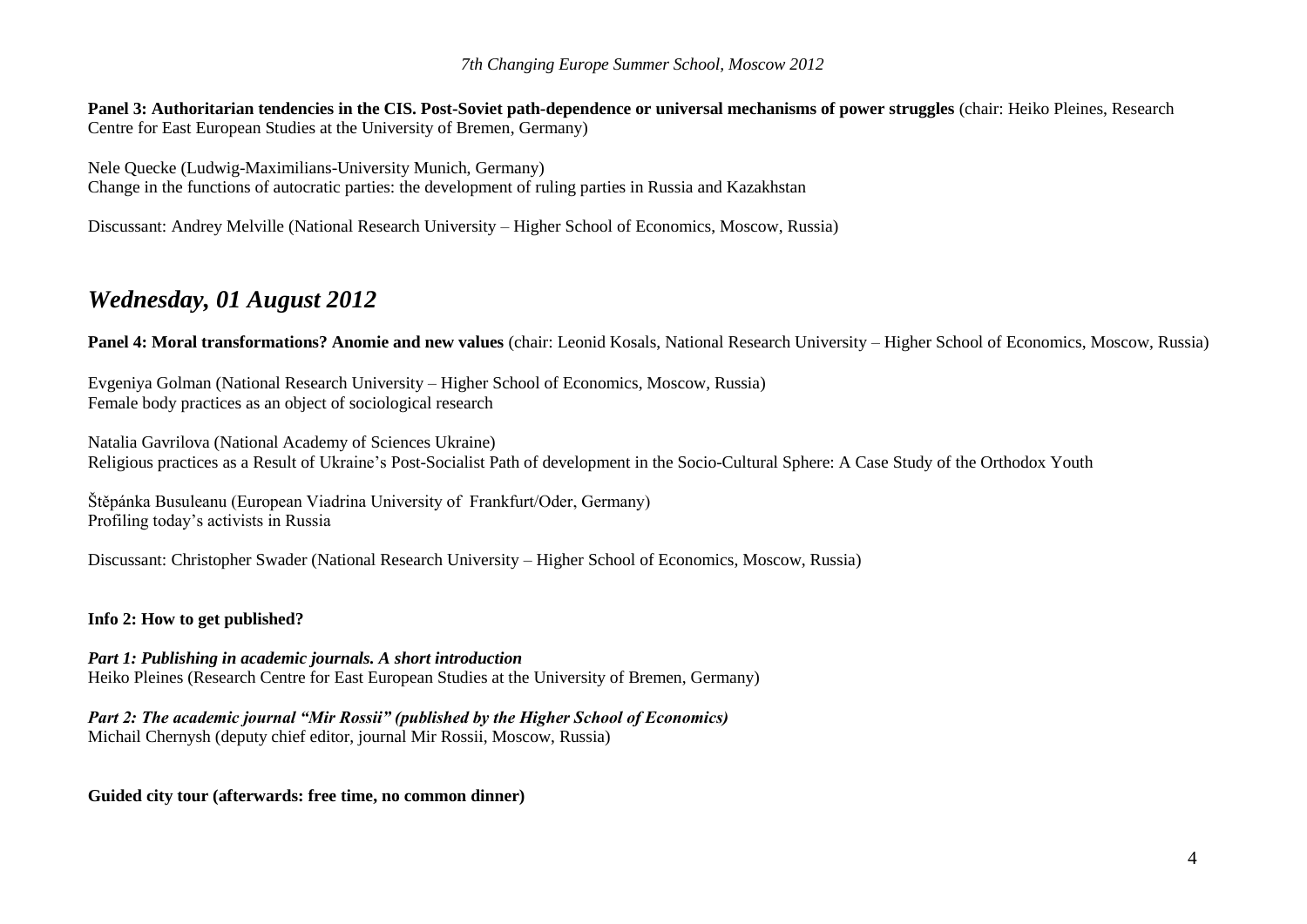**Panel 3: Authoritarian tendencies in the CIS. Post-Soviet path-dependence or universal mechanisms of power struggles** (chair: Heiko Pleines, Research Centre for East European Studies at the University of Bremen, Germany)

Nele Quecke (Ludwig-Maximilians-University Munich, Germany)
Change in the functions of autocratic parties: the development of ruling parties in Russia and Kazakhstan

Discussant: Andrey Melville (National Research University – Higher School of Economics, Moscow, Russia)

## *Wednesday, 01 August 2012*

**Panel 4: Moral transformations? Anomie and new values** (chair: Leonid Kosals, National Research University – Higher School of Economics, Moscow, Russia)

Evgeniya Golman (National Research University – Higher School of Economics, Moscow, Russia)
Female body practices as an object of sociological research

Natalia Gavrilova (National Academy of Sciences Ukraine)
Religious practices as a Result of Ukraine's Post-Socialist Path of development in the Socio-Cultural Sphere: A Case Study of the Orthodox Youth

Štěpánka Busuleanu (European Viadrina University of Frankfurt/Oder, Germany)
Profiling today's activists in Russia

Discussant: Christopher Swader (National Research University – Higher School of Economics, Moscow, Russia)

**Info 2: How to get published?**

***Part 1: Publishing in academic journals. A short introduction***
Heiko Pleines (Research Centre for East European Studies at the University of Bremen, Germany)

***Part 2: The academic journal "Mir Rossii" (published by the Higher School of Economics)***
Michail Chernysh (deputy chief editor, journal Mir Rossii, Moscow, Russia)

**Guided city tour (afterwards: free time, no common dinner)**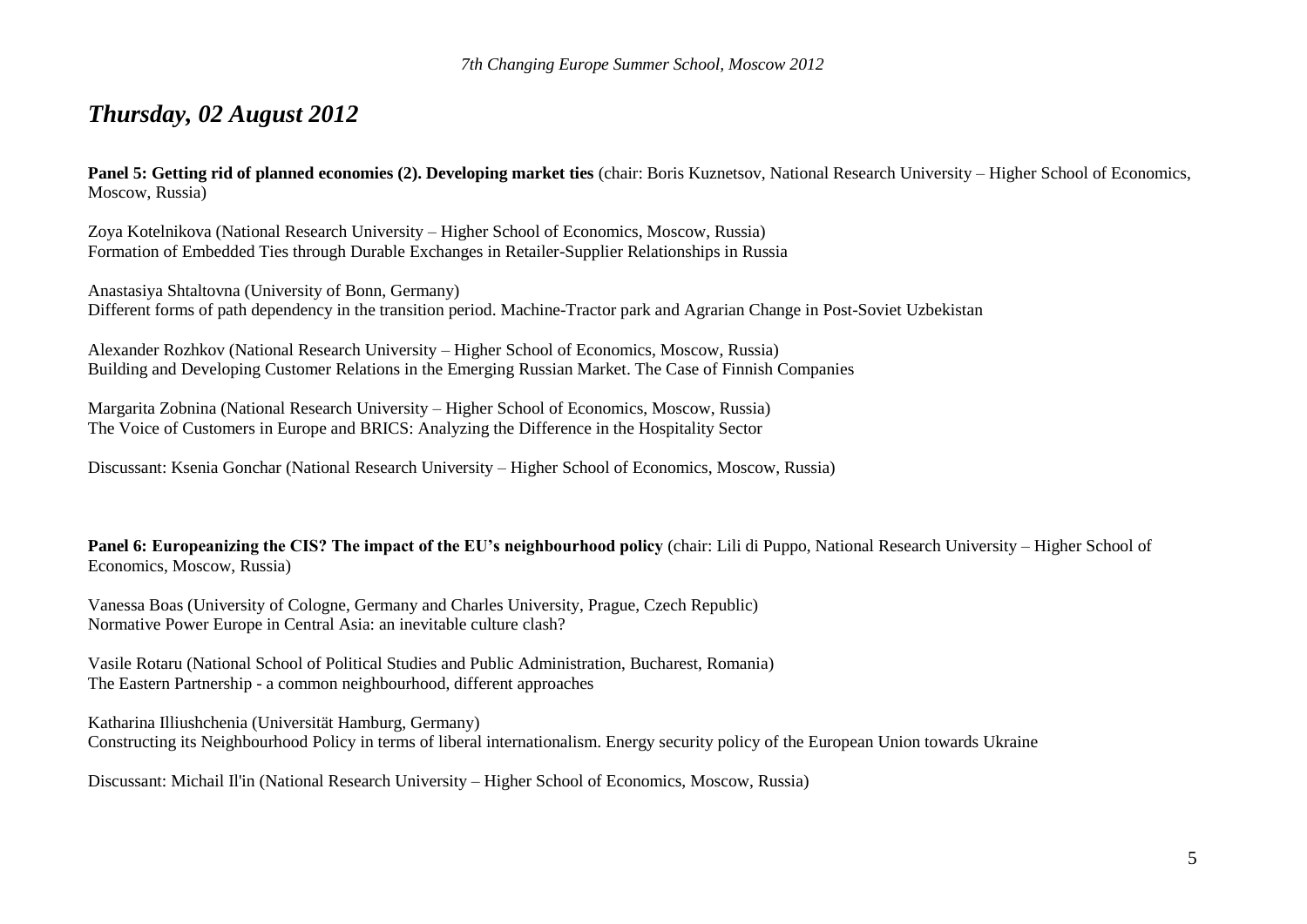## *Thursday, 02 August 2012*

**Panel 5: Getting rid of planned economies (2). Developing market ties** (chair: Boris Kuznetsov, National Research University – Higher School of Economics, Moscow, Russia)

Zoya Kotelnikova (National Research University – Higher School of Economics, Moscow, Russia)
Formation of Embedded Ties through Durable Exchanges in Retailer-Supplier Relationships in Russia

Anastasiya Shtaltovna (University of Bonn, Germany)
Different forms of path dependency in the transition period. Machine-Tractor park and Agrarian Change in Post-Soviet Uzbekistan

Alexander Rozhkov (National Research University – Higher School of Economics, Moscow, Russia)
Building and Developing Customer Relations in the Emerging Russian Market. The Case of Finnish Companies

Margarita Zobnina (National Research University – Higher School of Economics, Moscow, Russia)
The Voice of Customers in Europe and BRICS: Analyzing the Difference in the Hospitality Sector

Discussant: Ksenia Gonchar (National Research University – Higher School of Economics, Moscow, Russia)

**Panel 6: Europeanizing the CIS? The impact of the EU's neighbourhood policy** (chair: Lili di Puppo, National Research University – Higher School of Economics, Moscow, Russia)

Vanessa Boas (University of Cologne, Germany and Charles University, Prague, Czech Republic)
Normative Power Europe in Central Asia: an inevitable culture clash?

Vasile Rotaru (National School of Political Studies and Public Administration, Bucharest, Romania)
The Eastern Partnership - a common neighbourhood, different approaches

Katharina Illiushchenia (Universität Hamburg, Germany)
Constructing its Neighbourhood Policy in terms of liberal internationalism. Energy security policy of the European Union towards Ukraine

Discussant: Michail Il'in (National Research University – Higher School of Economics, Moscow, Russia)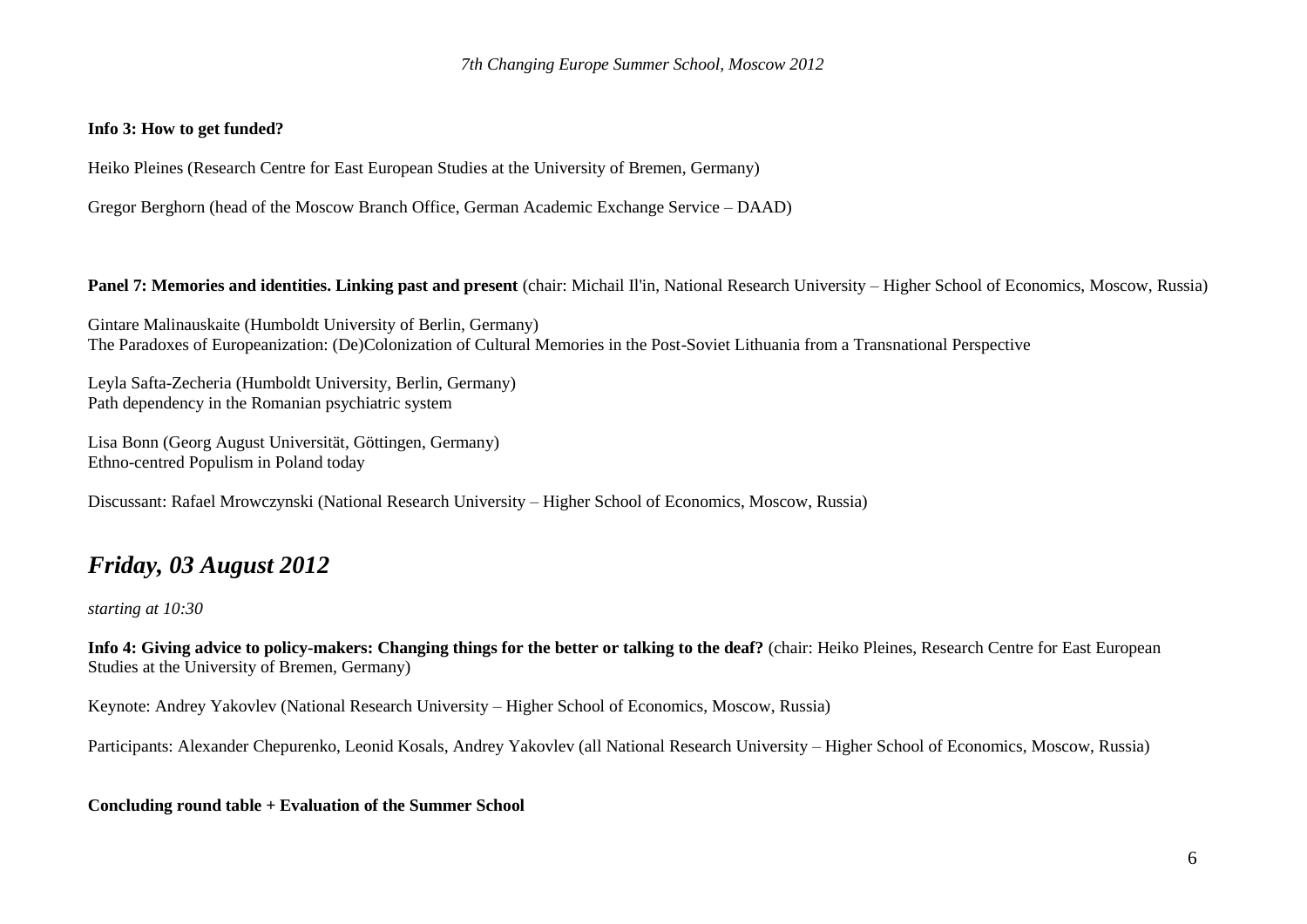**Info 3: How to get funded?**

Heiko Pleines (Research Centre for East European Studies at the University of Bremen, Germany)

Gregor Berghorn (head of the Moscow Branch Office, German Academic Exchange Service – DAAD)

**Panel 7: Memories and identities. Linking past and present** (chair: Michail Il'in, National Research University – Higher School of Economics, Moscow, Russia)

Gintare Malinauskaite (Humboldt University of Berlin, Germany)
The Paradoxes of Europeanization: (De)Colonization of Cultural Memories in the Post-Soviet Lithuania from a Transnational Perspective

Leyla Safta-Zecheria (Humboldt University, Berlin, Germany)
Path dependency in the Romanian psychiatric system

Lisa Bonn (Georg August Universität, Göttingen, Germany)
Ethno-centred Populism in Poland today

Discussant: Rafael Mrowczynski (National Research University – Higher School of Economics, Moscow, Russia)

## *Friday, 03 August 2012*

*starting at 10:30*

**Info 4: Giving advice to policy-makers: Changing things for the better or talking to the deaf?** (chair: Heiko Pleines, Research Centre for East European Studies at the University of Bremen, Germany)

Keynote: Andrey Yakovlev (National Research University – Higher School of Economics, Moscow, Russia)

Participants: Alexander Chepurenko, Leonid Kosals, Andrey Yakovlev (all National Research University – Higher School of Economics, Moscow, Russia)

**Concluding round table + Evaluation of the Summer School**